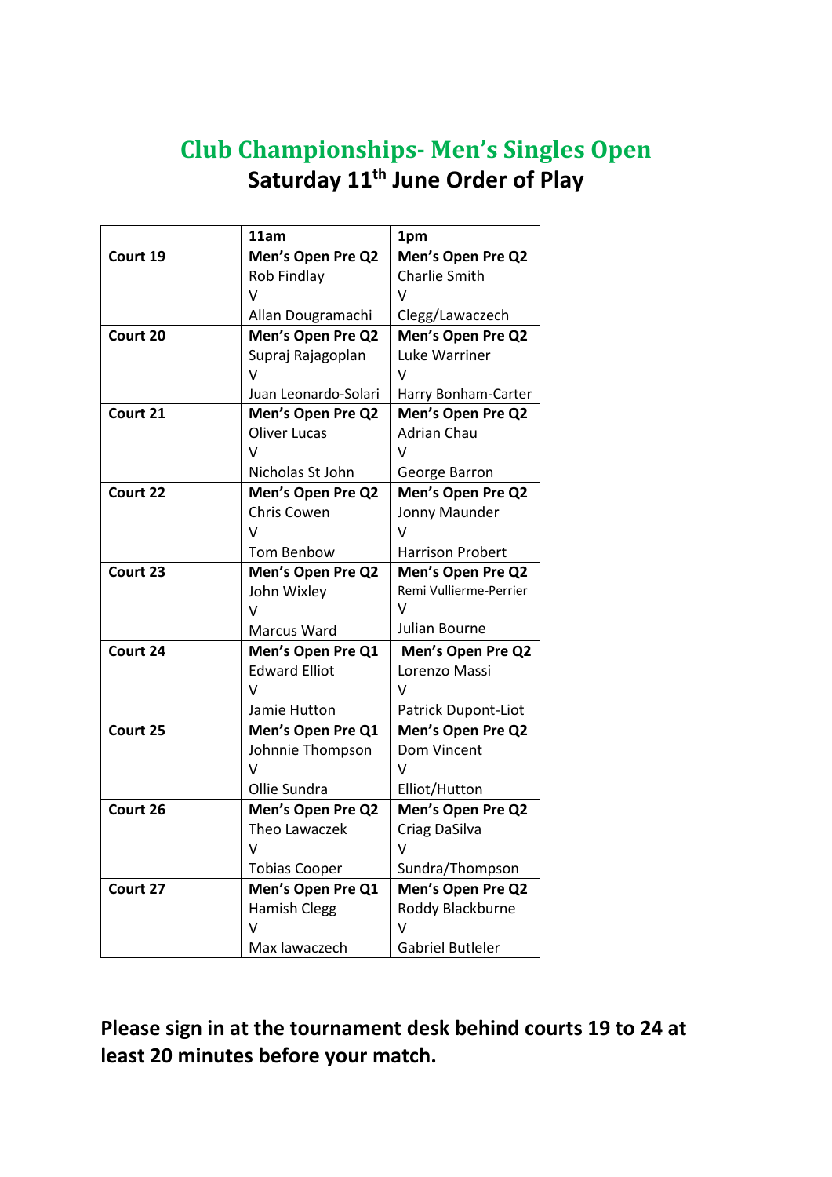# Club Championships- Men's Singles Open

## Saturday 11th June Order of Play

| | 11am | 1pm |
|---|---|---|
| **Court 19** | **Men's Open Pre Q2**<br>Rob Findlay<br>V<br>Allan Dougramachi | **Men's Open Pre Q2**<br>Charlie Smith<br>V<br>Clegg/Lawaczech |
| **Court 20** | **Men's Open Pre Q2**<br>Supraj Rajagoplan<br>V<br>Juan Leonardo-Solari | **Men's Open Pre Q2**<br>Luke Warriner<br>V<br>Harry Bonham-Carter |
| **Court 21** | **Men's Open Pre Q2**<br>Oliver Lucas<br>V<br>Nicholas St John | **Men's Open Pre Q2**<br>Adrian Chau<br>V<br>George Barron |
| **Court 22** | **Men's Open Pre Q2**<br>Chris Cowen<br>V<br>Tom Benbow | **Men's Open Pre Q2**<br>Jonny Maunder<br>V<br>Harrison Probert |
| **Court 23** | **Men's Open Pre Q2**<br>John Wixley<br>V<br>Marcus Ward | **Men's Open Pre Q2**<br>Remi Vullierme-Perrier<br>V<br>Julian Bourne |
| **Court 24** | **Men's Open Pre Q1**<br>Edward Elliot<br>V<br>Jamie Hutton | **Men's Open Pre Q2**<br>Lorenzo Massi<br>V<br>Patrick Dupont-Liot |
| **Court 25** | **Men's Open Pre Q1**<br>Johnnie Thompson<br>V<br>Ollie Sundra | **Men's Open Pre Q2**<br>Dom Vincent<br>V<br>Elliot/Hutton |
| **Court 26** | **Men's Open Pre Q2**<br>Theo Lawaczek<br>V<br>Tobias Cooper | **Men's Open Pre Q2**<br>Criag DaSilva<br>V<br>Sundra/Thompson |
| **Court 27** | **Men's Open Pre Q1**<br>Hamish Clegg<br>V<br>Max lawaczech | **Men's Open Pre Q2**<br>Roddy Blackburne<br>V<br>Gabriel Butleler |

**Please sign in at the tournament desk behind courts 19 to 24 at least 20 minutes before your match.**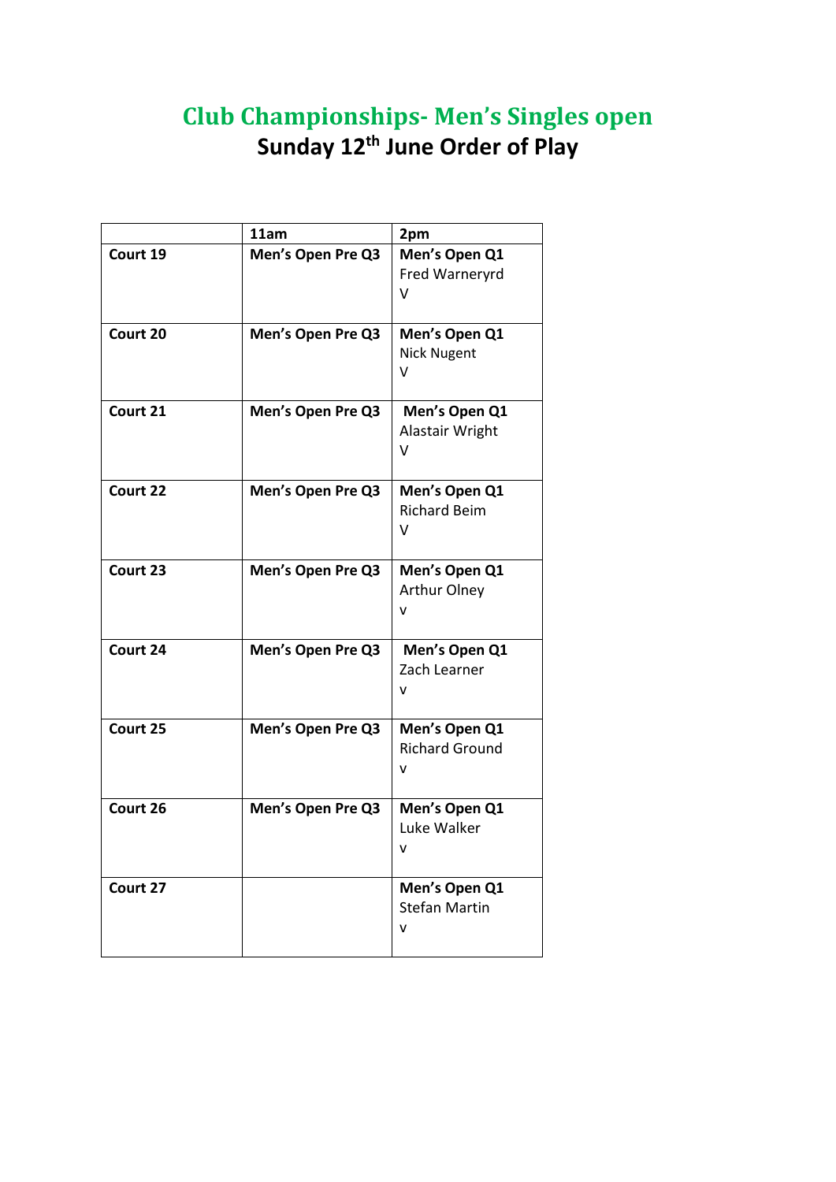# Club Championships- Men's Singles open

## Sunday 12th June Order of Play

| | 11am | 2pm |
|---|---|---|
| **Court 19** | **Men's Open Pre Q3** | **Men's Open Q1** Fred Warneryrd V |
| **Court 20** | **Men's Open Pre Q3** | **Men's Open Q1** Nick Nugent V |
| **Court 21** | **Men's Open Pre Q3** | **Men's Open Q1** Alastair Wright V |
| **Court 22** | **Men's Open Pre Q3** | **Men's Open Q1** Richard Beim V |
| **Court 23** | **Men's Open Pre Q3** | **Men's Open Q1** Arthur Olney v |
| **Court 24** | **Men's Open Pre Q3** | **Men's Open Q1** Zach Learner v |
| **Court 25** | **Men's Open Pre Q3** | **Men's Open Q1** Richard Ground v |
| **Court 26** | **Men's Open Pre Q3** | **Men's Open Q1** Luke Walker v |
| **Court 27** | | **Men's Open Q1** Stefan Martin v |